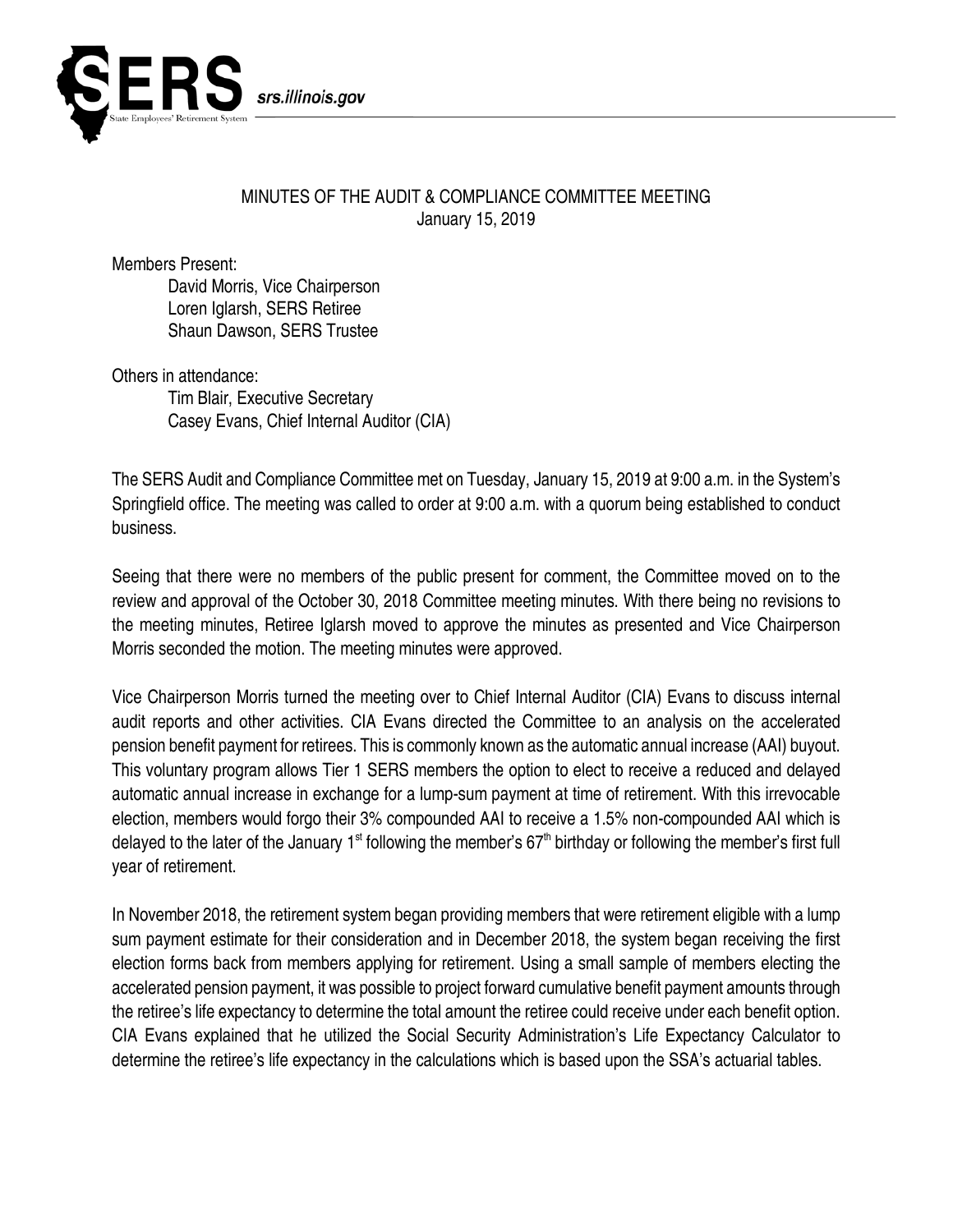SERS srs.illinois.gov

State Employees' Retirement System

# MINUTES OF THE AUDIT & COMPLIANCE COMMITTEE MEETING

January 15, 2019

Members Present:

- David Morris, Vice Chairperson
- Loren Iglarsh, SERS Retiree
- Shaun Dawson, SERS Trustee

Others in attendance:

- Tim Blair, Executive Secretary
- Casey Evans, Chief Internal Auditor (CIA)

The SERS Audit and Compliance Committee met on Tuesday, January 15, 2019 at 9:00 a.m. in the System's Springfield office. The meeting was called to order at 9:00 a.m. with a quorum being established to conduct business.

Seeing that there were no members of the public present for comment, the Committee moved on to the review and approval of the October 30, 2018 Committee meeting minutes. With there being no revisions to the meeting minutes, Retiree Iglarsh moved to approve the minutes as presented and Vice Chairperson Morris seconded the motion. The meeting minutes were approved.

Vice Chairperson Morris turned the meeting over to Chief Internal Auditor (CIA) Evans to discuss internal audit reports and other activities. CIA Evans directed the Committee to an analysis on the accelerated pension benefit payment for retirees. This is commonly known as the automatic annual increase (AAI) buyout. This voluntary program allows Tier 1 SERS members the option to elect to receive a reduced and delayed automatic annual increase in exchange for a lump-sum payment at time of retirement. With this irrevocable election, members would forgo their 3% compounded AAI to receive a 1.5% non-compounded AAI which is delayed to the later of the January 1st following the member's 67th birthday or following the member's first full year of retirement.

In November 2018, the retirement system began providing members that were retirement eligible with a lump sum payment estimate for their consideration and in December 2018, the system began receiving the first election forms back from members applying for retirement. Using a small sample of members electing the accelerated pension payment, it was possible to project forward cumulative benefit payment amounts through the retiree's life expectancy to determine the total amount the retiree could receive under each benefit option. CIA Evans explained that he utilized the Social Security Administration's Life Expectancy Calculator to determine the retiree's life expectancy in the calculations which is based upon the SSA's actuarial tables.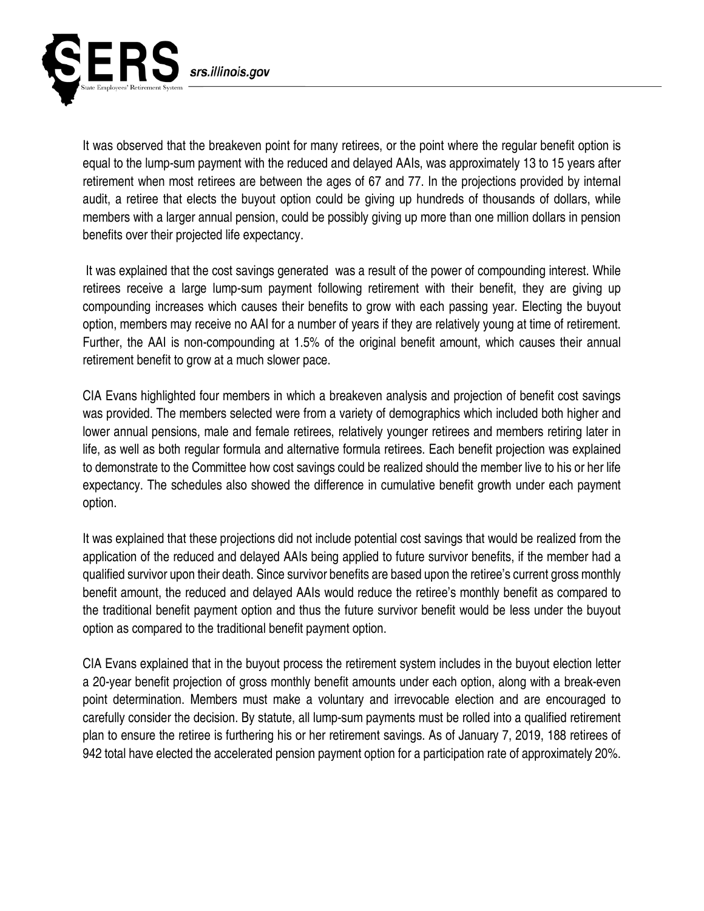It was observed that the breakeven point for many retirees, or the point where the regular benefit option is equal to the lump-sum payment with the reduced and delayed AAIs, was approximately 13 to 15 years after retirement when most retirees are between the ages of 67 and 77. In the projections provided by internal audit, a retiree that elects the buyout option could be giving up hundreds of thousands of dollars, while members with a larger annual pension, could be possibly giving up more than one million dollars in pension benefits over their projected life expectancy.

It was explained that the cost savings generated was a result of the power of compounding interest. While retirees receive a large lump-sum payment following retirement with their benefit, they are giving up compounding increases which causes their benefits to grow with each passing year. Electing the buyout option, members may receive no AAI for a number of years if they are relatively young at time of retirement. Further, the AAI is non-compounding at 1.5% of the original benefit amount, which causes their annual retirement benefit to grow at a much slower pace.

CIA Evans highlighted four members in which a breakeven analysis and projection of benefit cost savings was provided. The members selected were from a variety of demographics which included both higher and lower annual pensions, male and female retirees, relatively younger retirees and members retiring later in life, as well as both regular formula and alternative formula retirees. Each benefit projection was explained to demonstrate to the Committee how cost savings could be realized should the member live to his or her life expectancy. The schedules also showed the difference in cumulative benefit growth under each payment option.

It was explained that these projections did not include potential cost savings that would be realized from the application of the reduced and delayed AAIs being applied to future survivor benefits, if the member had a qualified survivor upon their death. Since survivor benefits are based upon the retiree's current gross monthly benefit amount, the reduced and delayed AAIs would reduce the retiree's monthly benefit as compared to the traditional benefit payment option and thus the future survivor benefit would be less under the buyout option as compared to the traditional benefit payment option.

CIA Evans explained that in the buyout process the retirement system includes in the buyout election letter a 20-year benefit projection of gross monthly benefit amounts under each option, along with a break-even point determination. Members must make a voluntary and irrevocable election and are encouraged to carefully consider the decision. By statute, all lump-sum payments must be rolled into a qualified retirement plan to ensure the retiree is furthering his or her retirement savings. As of January 7, 2019, 188 retirees of 942 total have elected the accelerated pension payment option for a participation rate of approximately 20%.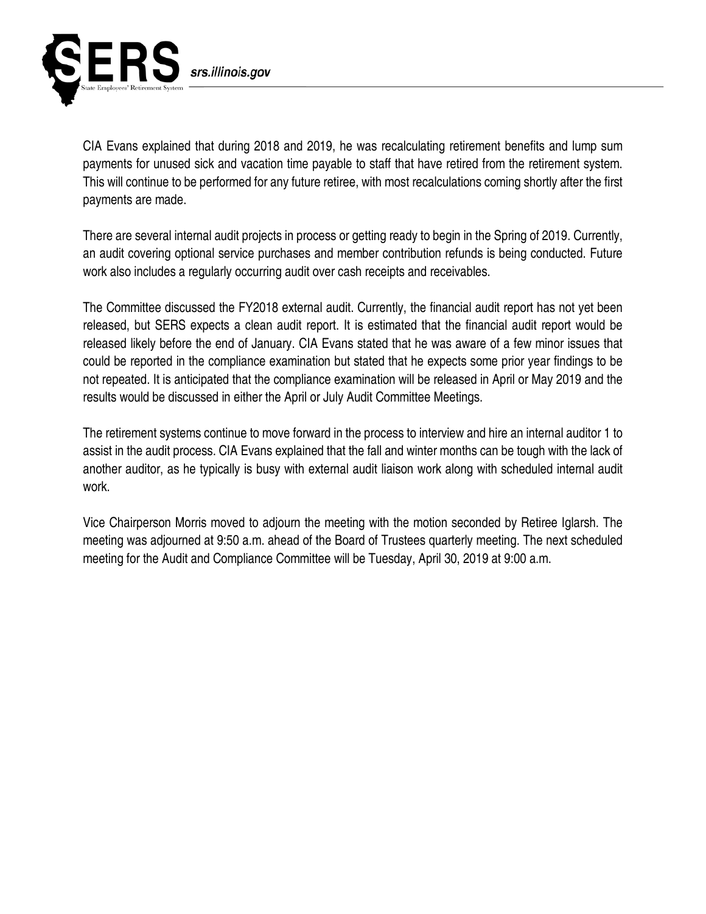CIA Evans explained that during 2018 and 2019, he was recalculating retirement benefits and lump sum payments for unused sick and vacation time payable to staff that have retired from the retirement system. This will continue to be performed for any future retiree, with most recalculations coming shortly after the first payments are made.

There are several internal audit projects in process or getting ready to begin in the Spring of 2019. Currently, an audit covering optional service purchases and member contribution refunds is being conducted. Future work also includes a regularly occurring audit over cash receipts and receivables.

The Committee discussed the FY2018 external audit. Currently, the financial audit report has not yet been released, but SERS expects a clean audit report. It is estimated that the financial audit report would be released likely before the end of January. CIA Evans stated that he was aware of a few minor issues that could be reported in the compliance examination but stated that he expects some prior year findings to be not repeated. It is anticipated that the compliance examination will be released in April or May 2019 and the results would be discussed in either the April or July Audit Committee Meetings.

The retirement systems continue to move forward in the process to interview and hire an internal auditor 1 to assist in the audit process. CIA Evans explained that the fall and winter months can be tough with the lack of another auditor, as he typically is busy with external audit liaison work along with scheduled internal audit work.

Vice Chairperson Morris moved to adjourn the meeting with the motion seconded by Retiree Iglarsh. The meeting was adjourned at 9:50 a.m. ahead of the Board of Trustees quarterly meeting. The next scheduled meeting for the Audit and Compliance Committee will be Tuesday, April 30, 2019 at 9:00 a.m.